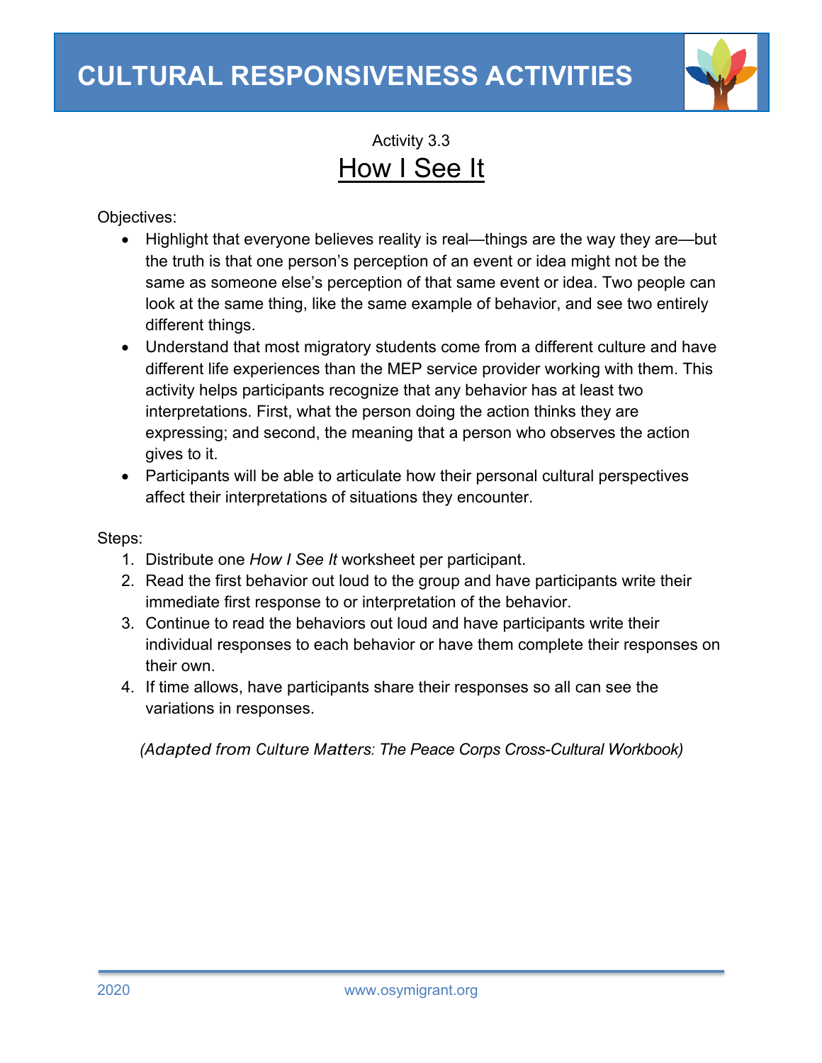# CULTURAL RESPONSIVENESS ACTIVITIES

Activity 3.3

## How I See It

Objectives:

- Highlight that everyone believes reality is real—things are the way they are—but the truth is that one person's perception of an event or idea might not be the same as someone else's perception of that same event or idea. Two people can look at the same thing, like the same example of behavior, and see two entirely different things.
- Understand that most migratory students come from a different culture and have different life experiences than the MEP service provider working with them. This activity helps participants recognize that any behavior has at least two interpretations. First, what the person doing the action thinks they are expressing; and second, the meaning that a person who observes the action gives to it.
- Participants will be able to articulate how their personal cultural perspectives affect their interpretations of situations they encounter.

Steps:

1. Distribute one *How I See It* worksheet per participant.
2. Read the first behavior out loud to the group and have participants write their immediate first response to or interpretation of the behavior.
3. Continue to read the behaviors out loud and have participants write their individual responses to each behavior or have them complete their responses on their own.
4. If time allows, have participants share their responses so all can see the variations in responses.

*(Adapted from Culture Matters: The Peace Corps Cross-Cultural Workbook)*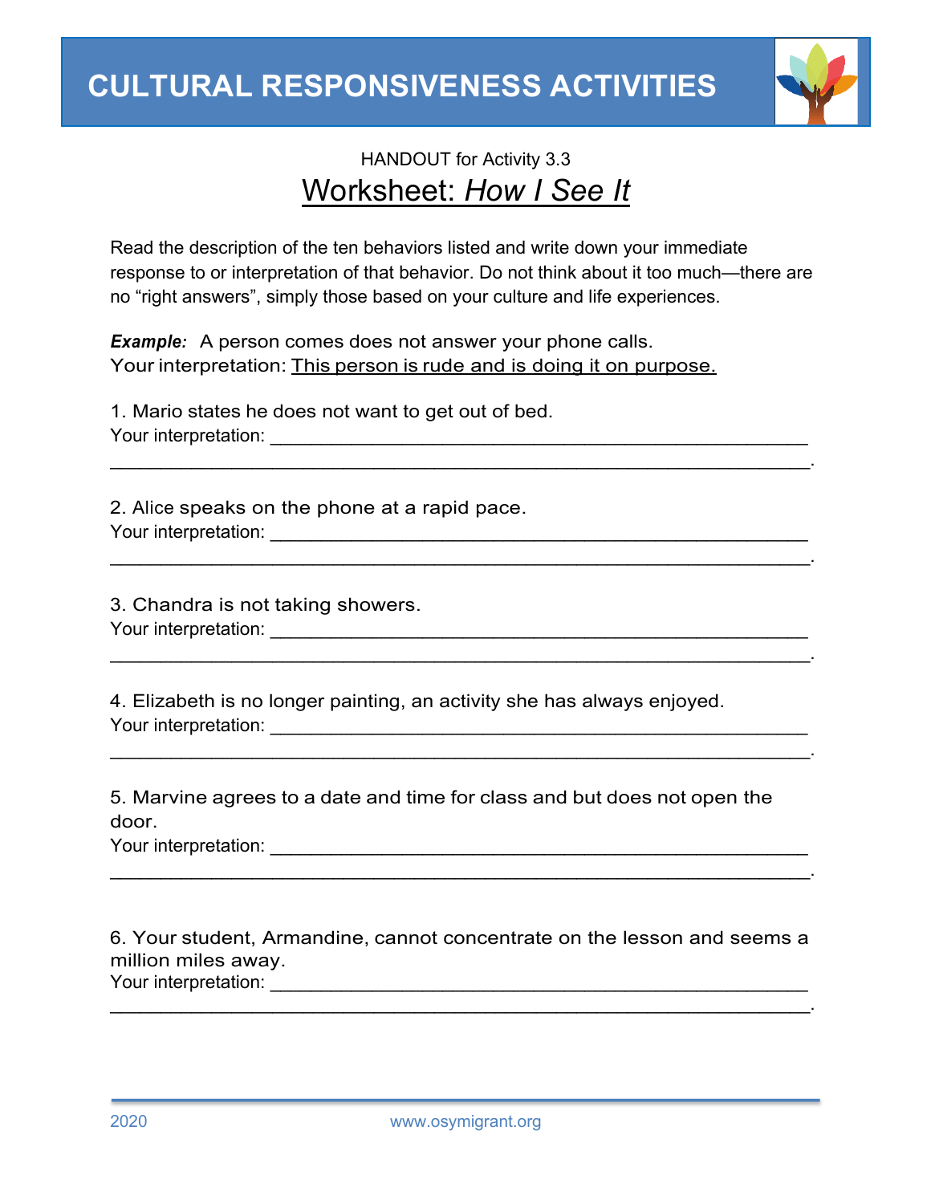# CULTURAL RESPONSIVENESS ACTIVITIES

HANDOUT for Activity 3.3

## Worksheet: *How I See It*

Read the description of the ten behaviors listed and write down your immediate response to or interpretation of that behavior. Do not think about it too much—there are no "right answers", simply those based on your culture and life experiences.

***Example:*** A person comes does not answer your phone calls.
Your interpretation: <u>This person is rude and is doing it on purpose.</u>

1. Mario states he does not want to get out of bed.
Your interpretation: ______________________________________________________
______________________________________________________________.

2. Alice speaks on the phone at a rapid pace.
Your interpretation: ______________________________________________________
______________________________________________________________.

3. Chandra is not taking showers.
Your interpretation: ______________________________________________________
______________________________________________________________.

4. Elizabeth is no longer painting, an activity she has always enjoyed.
Your interpretation: ______________________________________________________
______________________________________________________________.

5. Marvine agrees to a date and time for class and but does not open the door.
Your interpretation: ______________________________________________________
______________________________________________________________.

6. Your student, Armandine, cannot concentrate on the lesson and seems a million miles away.
Your interpretation: ______________________________________________________
______________________________________________________________.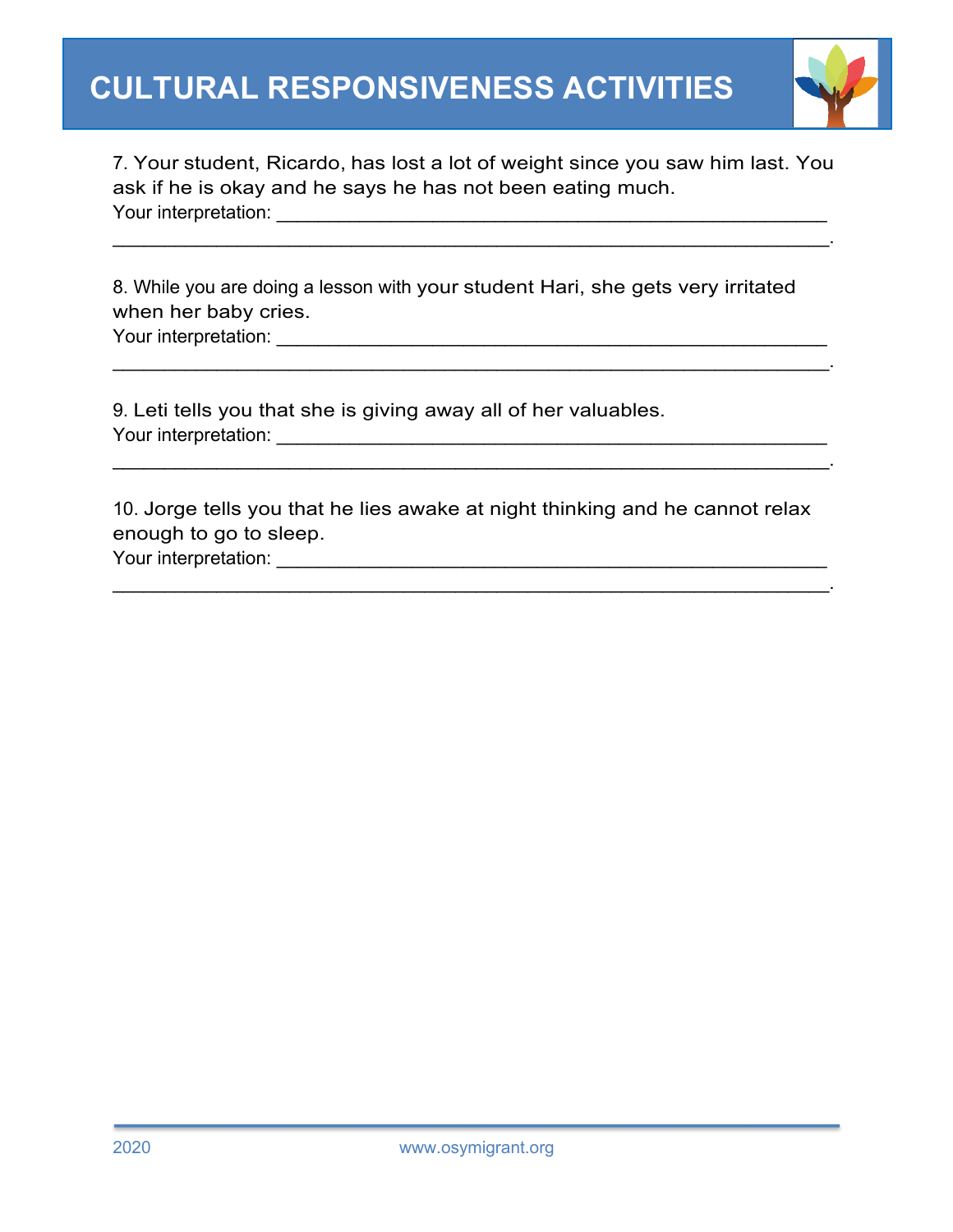# CULTURAL RESPONSIVENESS ACTIVITIES

7. Your student, Ricardo, has lost a lot of weight since you saw him last. You ask if he is okay and he says he has not been eating much.

Your interpretation: ______________________________________________________
______________________________________________________________________.

8. While you are doing a lesson with your student Hari, she gets very irritated when her baby cries.

Your interpretation: ______________________________________________________
______________________________________________________________________.

9. Leti tells you that she is giving away all of her valuables.

Your interpretation: ______________________________________________________
______________________________________________________________________.

10. Jorge tells you that he lies awake at night thinking and he cannot relax enough to go to sleep.

Your interpretation: ______________________________________________________
______________________________________________________________________.